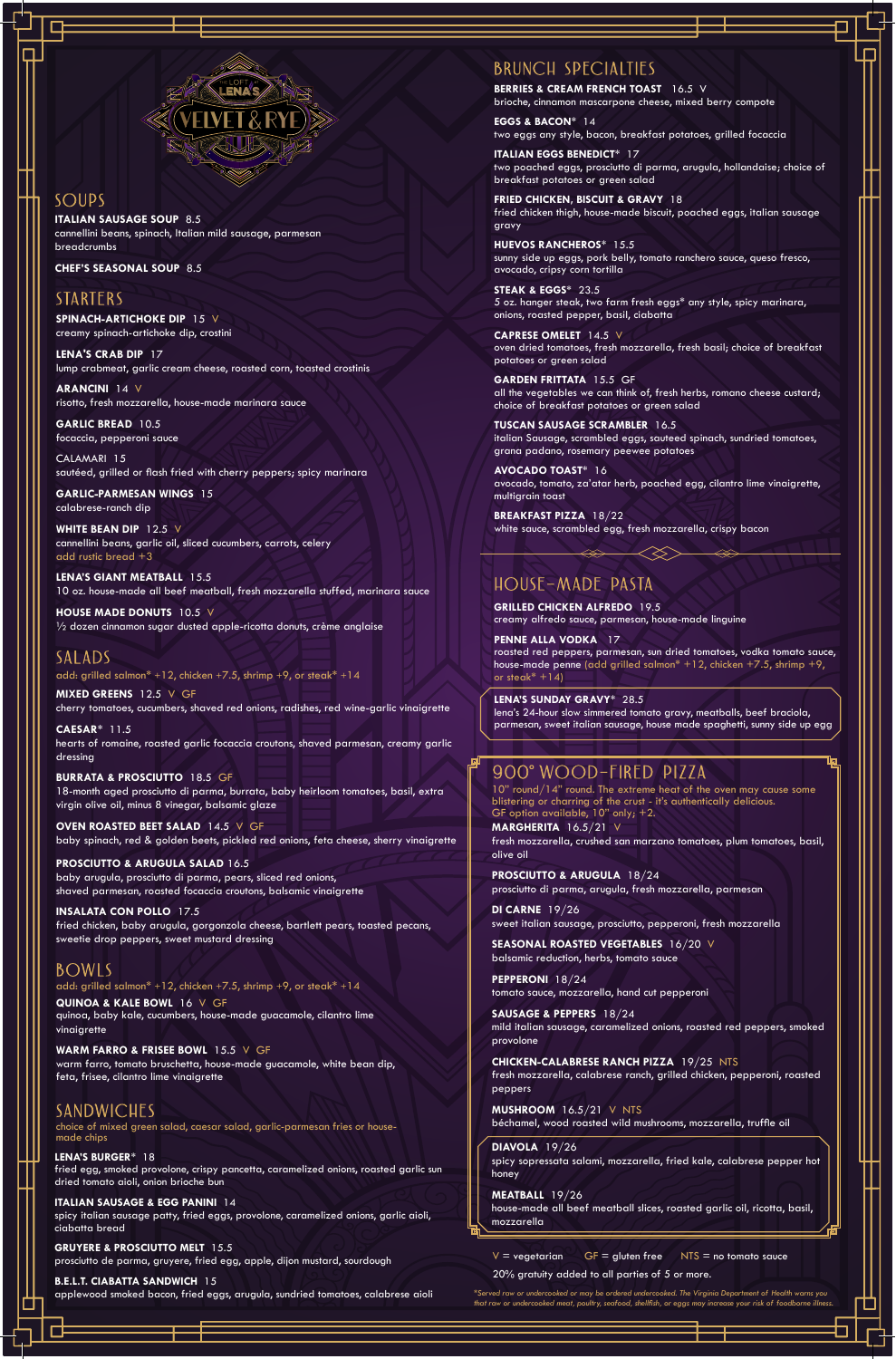THE LOFT AT LENA'S
# VELVET & RYE

## SOUPS

**ITALIAN SAUSAGE SOUP** 8.5
cannellini beans, spinach, Italian mild sausage, parmesan breadcrumbs

**CHEF'S SEASONAL SOUP** 8.5

## STARTERS

**SPINACH-ARTICHOKE DIP** 15 V
creamy spinach-artichoke dip, crostini

**LENA'S CRAB DIP** 17
lump crabmeat, garlic cream cheese, roasted corn, toasted crostinis

**ARANCINI** 14 V
risotto, fresh mozzarella, house-made marinara sauce

**GARLIC BREAD** 10.5
focaccia, pepperoni sauce

CALAMARI 15
sautéed, grilled or flash fried with cherry peppers; spicy marinara

**GARLIC-PARMESAN WINGS** 15
calabrese-ranch dip

**WHITE BEAN DIP** 12.5 V
cannellini beans, garlic oil, sliced cucumbers, carrots, celery
add rustic bread +3

**LENA'S GIANT MEATBALL** 15.5
10 oz. house-made all beef meatball, fresh mozzarella stuffed, marinara sauce

**HOUSE MADE DONUTS** 10.5 V
½ dozen cinnamon sugar dusted apple-ricotta donuts, crème anglaise

## SALADS

add: grilled salmon* +12, chicken +7.5, shrimp +9, or steak* +14

**MIXED GREENS** 12.5 V GF
cherry tomatoes, cucumbers, shaved red onions, radishes, red wine-garlic vinaigrette

**CAESAR*** 11.5
hearts of romaine, roasted garlic focaccia croutons, shaved parmesan, creamy garlic dressing

**BURRATA & PROSCIUTTO** 18.5 GF
18-month aged prosciutto di parma, burrata, baby heirloom tomatoes, basil, extra virgin olive oil, minus 8 vinegar, balsamic glaze

**OVEN ROASTED BEET SALAD** 14.5 V GF
baby spinach, red & golden beets, pickled red onions, feta cheese, sherry vinaigrette

**PROSCIUTTO & ARUGULA SALAD** 16.5
baby arugula, prosciutto di parma, pears, sliced red onions, shaved parmesan, roasted focaccia croutons, balsamic vinaigrette

**INSALATA CON POLLO** 17.5
fried chicken, baby arugula, gorgonzola cheese, bartlett pears, toasted pecans, sweetie drop peppers, sweet mustard dressing

## BOWLS

add: grilled salmon* +12, chicken +7.5, shrimp +9, or steak* +14

**QUINOA & KALE BOWL** 16 V GF
quinoa, baby kale, cucumbers, house-made guacamole, cilantro lime vinaigrette

**WARM FARRO & FRISEE BOWL** 15.5 V GF
warm farro, tomato bruschetta, house-made guacamole, white bean dip, feta, frisee, cilantro lime vinaigrette

## SANDWICHES

choice of mixed green salad, caesar salad, garlic-parmesan fries or house-made chips

**LENA'S BURGER*** 18
fried egg, smoked provolone, crispy pancetta, caramelized onions, roasted garlic sun dried tomato aioli, onion brioche bun

**ITALIAN SAUSAGE & EGG PANINI** 14
spicy italian sausage patty, fried eggs, provolone, caramelized onions, garlic aioli, ciabatta bread

**GRUYERE & PROSCIUTTO MELT** 15.5
prosciutto de parma, gruyere, fried egg, apple, dijon mustard, sourdough

**B.E.L.T. CIABATTA SANDWICH** 15
applewood smoked bacon, fried eggs, arugula, sundried tomatoes, calabrese aioli

## BRUNCH SPECIALTIES

**BERRIES & CREAM FRENCH TOAST** 16.5 V
brioche, cinnamon mascarpone cheese, mixed berry compote

**EGGS & BACON*** 14
two eggs any style, bacon, breakfast potatoes, grilled focaccia

**ITALIAN EGGS BENEDICT*** 17
two poached eggs, prosciutto di parma, arugula, hollandaise; choice of breakfast potatoes or green salad

**FRIED CHICKEN, BISCUIT & GRAVY** 18
fried chicken thigh, house-made biscuit, poached eggs, italian sausage gravy

**HUEVOS RANCHEROS*** 15.5
sunny side up eggs, pork belly, tomato ranchero sauce, queso fresco, avocado, cripsy corn tortilla

**STEAK & EGGS*** 23.5
5 oz. hanger steak, two farm fresh eggs* any style, spicy marinara, onions, roasted pepper, basil, ciabatta

**CAPRESE OMELET** 14.5 V
oven dried tomatoes, fresh mozzarella, fresh basil; choice of breakfast potatoes or green salad

**GARDEN FRITTATA** 15.5 GF
all the vegetables we can think of, fresh herbs, romano cheese custard; choice of breakfast potatoes or green salad

**TUSCAN SAUSAGE SCRAMBLER** 16.5
italian Sausage, scrambled eggs, sauteed spinach, sundried tomatoes, grana padano, rosemary peewee potatoes

**AVOCADO TOAST*** 16
avocado, tomato, za'atar herb, poached egg, cilantro lime vinaigrette, multigrain toast

**BREAKFAST PIZZA** 18/22
white sauce, scrambled egg, fresh mozzarella, crispy bacon

## HOUSE-MADE PASTA

**GRILLED CHICKEN ALFREDO** 19.5
creamy alfredo sauce, parmesan, house-made linguine

**PENNE ALLA VODKA** 17
roasted red peppers, parmesan, sun dried tomatoes, vodka tomato sauce, house-made penne (add grilled salmon* +12, chicken +7.5, shrimp +9, or steak* +14)

**LENA'S SUNDAY GRAVY*** 28.5
lena's 24-hour slow simmered tomato gravy, meatballs, beef braciola, parmesan, sweet italian sausage, house made spaghetti, sunny side up egg

## 900° WOOD-FIRED PIZZA

10" round/14" round. The extreme heat of the oven may cause some blistering or charring of the crust - it's authentically delicious.
GF option available, 10" only; +2.

**MARGHERITA** 16.5/21 V
fresh mozzarella, crushed san marzano tomatoes, plum tomatoes, basil, olive oil

**PROSCIUTTO & ARUGULA** 18/24
prosciutto di parma, arugula, fresh mozzarella, parmesan

**DI CARNE** 19/26
sweet italian sausage, prosciutto, pepperoni, fresh mozzarella

**SEASONAL ROASTED VEGETABLES** 16/20 V
balsamic reduction, herbs, tomato sauce

**PEPPERONI** 18/24
tomato sauce, mozzarella, hand cut pepperoni

**SAUSAGE & PEPPERS** 18/24
mild italian sausage, caramelized onions, roasted red peppers, smoked provolone

**CHICKEN-CALABRESE RANCH PIZZA** 19/25 NTS
fresh mozzarella, calabrese ranch, grilled chicken, pepperoni, roasted peppers

**MUSHROOM** 16.5/21 V NTS
béchamel, wood roasted wild mushrooms, mozzarella, truffle oil

**DIAVOLA** 19/26
spicy sopressata salami, mozzarella, fried kale, calabrese pepper hot honey

**MEATBALL** 19/26
house-made all beef meatball slices, roasted garlic oil, ricotta, basil, mozzarella

V = vegetarian GF = gluten free NTS = no tomato sauce

20% gratuity added to all parties of 5 or more.

*Served raw or undercooked or may be ordered undercooked. The Virginia Department of Health warns you that raw or undercooked meat, poultry, seafood, shellfish, or eggs may increase your risk of foodborne illness.*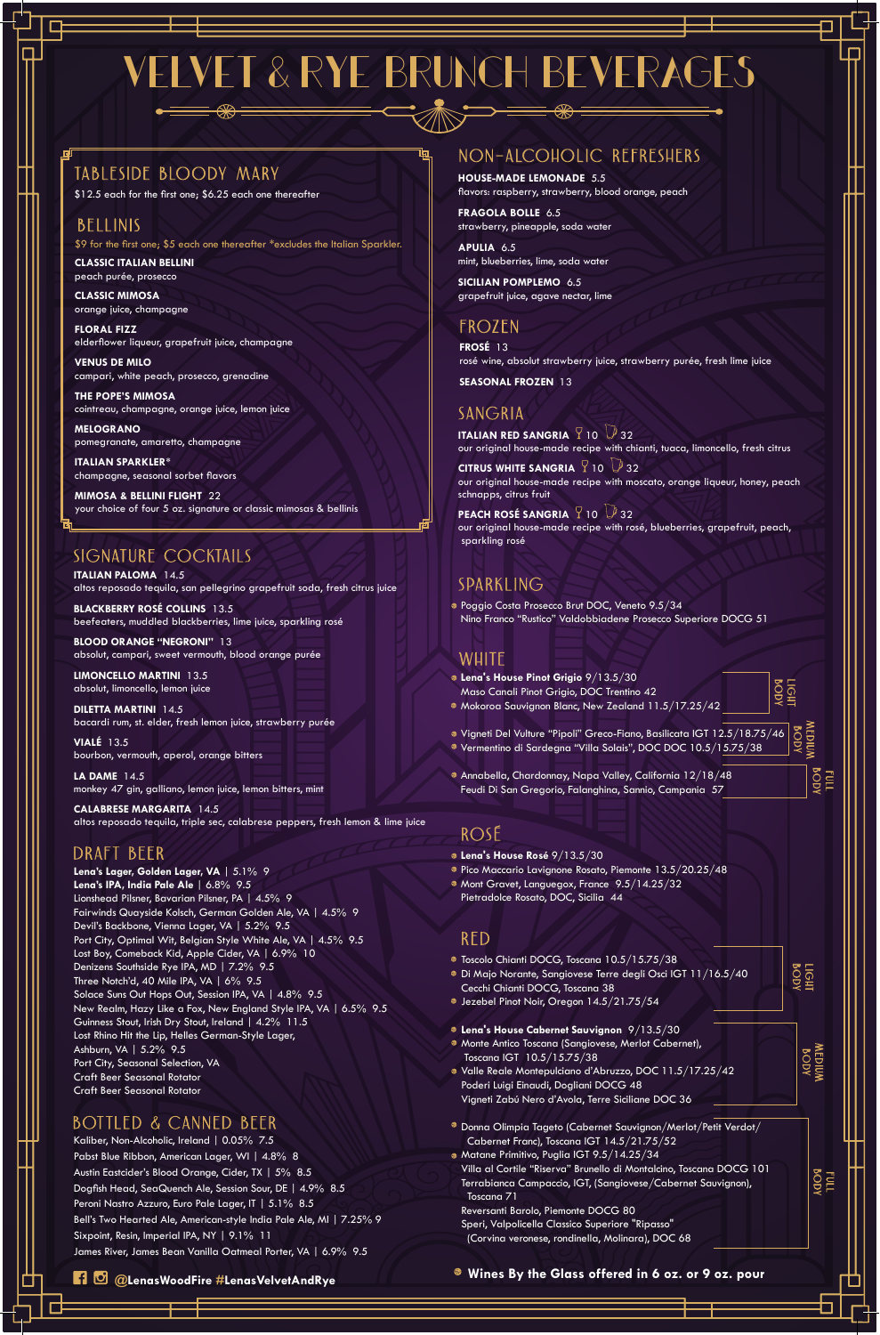# VELVET & RYE BRUNCH BEVERAGES

## TABLESIDE BLOODY MARY

$12.5 each for the first one; $6.25 each one thereafter

## BELLINIS

$9 for the first one; $5 each one thereafter *excludes the Italian Sparkler.

**CLASSIC ITALIAN BELLINI**
peach purée, prosecco

**CLASSIC MIMOSA**
orange juice, champagne

**FLORAL FIZZ**
elderflower liqueur, grapefruit juice, champagne

**VENUS DE MILO**
campari, white peach, prosecco, grenadine

**THE POPE'S MIMOSA**
cointreau, champagne, orange juice, lemon juice

**MELOGRANO**
pomegranate, amaretto, champagne

**ITALIAN SPARKLER***
champagne, seasonal sorbet flavors

**MIMOSA & BELLINI FLIGHT** 22
your choice of four 5 oz. signature or classic mimosas & bellinis

## SIGNATURE COCKTAILS

**ITALIAN PALOMA** 14.5
altos reposado tequila, san pellegrino grapefruit soda, fresh citrus juice

**BLACKBERRY ROSÉ COLLINS** 13.5
beefeaters, muddled blackberries, lime juice, sparkling rosé

**BLOOD ORANGE "NEGRONI"** 13
absolut, campari, sweet vermouth, blood orange purée

**LIMONCELLO MARTINI** 13.5
absolut, limoncello, lemon juice

**DILETTA MARTINI** 14.5
bacardi rum, st. elder, fresh lemon juice, strawberry purée

**VIALÉ** 13.5
bourbon, vermouth, aperol, orange bitters

**LA DAME** 14.5
monkey 47 gin, galliano, lemon juice, lemon bitters, mint

**CALABRESE MARGARITA** 14.5
altos reposado tequila, triple sec, calabrese peppers, fresh lemon & lime juice

## DRAFT BEER

**Lena's Lager, Golden Lager, VA** | 5.1% 9
**Lena's IPA, India Pale Ale** | 6.8% 9.5
Lionshead Pilsner, Bavarian Pilsner, PA | 4.5% 9
Fairwinds Quayside Kolsch, German Golden Ale, VA | 4.5% 9
Devil's Backbone, Vienna Lager, VA | 5.2% 9.5
Port City, Optimal Wit, Belgian Style White Ale, VA | 4.5% 9.5
Lost Boy, Comeback Kid, Apple Cider, VA | 6.9% 10
Denizens Southside Rye IPA, MD | 7.2% 9.5
Three Notch'd, 40 Mile IPA, VA | 6% 9.5
Solace Suns Out Hops Out, Session IPA, VA | 4.8% 9.5
New Realm, Hazy Like a Fox, New England Style IPA, VA | 6.5% 9.5
Guinness Stout, Irish Dry Stout, Ireland | 4.2% 11.5
Lost Rhino Hit the Lip, Helles German-Style Lager, Ashburn, VA | 5.2% 9.5
Port City, Seasonal Selection, VA
Craft Beer Seasonal Rotator
Craft Beer Seasonal Rotator

## BOTTLED & CANNED BEER

Kaliber, Non-Alcoholic, Ireland | 0.05% 7.5
Pabst Blue Ribbon, American Lager, WI | 4.8% 8
Austin Eastcider's Blood Orange, Cider, TX | 5% 8.5
Dogfish Head, SeaQuench Ale, Session Sour, DE | 4.9% 8.5
Peroni Nastro Azzuro, Euro Pale Lager, IT | 5.1% 8.5
Bell's Two Hearted Ale, American-style India Pale Ale, MI | 7.25% 9
Sixpoint, Resin, Imperial IPA, NY | 9.1% 11
James River, James Bean Vanilla Oatmeal Porter, VA | 6.9% 9.5

@LenasWoodFire #LenasVelvetAndRye

## NON-ALCOHOLIC REFRESHERS

**HOUSE-MADE LEMONADE** 5.5
flavors: raspberry, strawberry, blood orange, peach

**FRAGOLA BOLLE** 6.5
strawberry, pineapple, soda water

**APULIA** 6.5
mint, blueberries, lime, soda water

**SICILIAN POMPLEMO** 6.5
grapefruit juice, agave nectar, lime

## FROZEN

**FROSÉ** 13
rosé wine, absolut strawberry juice, strawberry purée, fresh lime juice

**SEASONAL FROZEN** 13

## SANGRIA

**ITALIAN RED SANGRIA** (glass) 10 (carafe) 32
our original house-made recipe with chianti, tuaca, limoncello, fresh citrus

**CITRUS WHITE SANGRIA** (glass) 10 (carafe) 32
our original house-made recipe with moscato, orange liqueur, honey, peach schnapps, citrus fruit

**PEACH ROSÉ SANGRIA** (glass) 10 (carafe) 32
our original house-made recipe with rosé, blueberries, grapefruit, peach, sparkling rosé

## SPARKLING

- Poggio Costa Prosecco Brut DOC, Veneto 9.5/34
- Nino Franco "Rustico" Valdobbiadene Prosecco Superiore DOCG 51

## WHITE

*LIGHT BODY*
- **Lena's House Pinot Grigio** 9/13.5/30
- Maso Canali Pinot Grigio, DOC Trentino 42
- Mokoroa Sauvignon Blanc, New Zealand 11.5/17.25/42

*MEDIUM BODY*
- Vigneti Del Vulture "Pipoli" Greco-Fiano, Basilicata IGT 12.5/18.75/46
- Vermentino di Sardegna "Villa Solais", DOC DOC 10.5/15.75/38

*FULL BODY*
- Annabella, Chardonnay, Napa Valley, California 12/18/48
- Feudi Di San Gregorio, Falanghina, Sannio, Campania 57

## ROSÉ

- **Lena's House Rosé** 9/13.5/30
- Pico Maccario Lavignone Rosato, Piemonte 13.5/20.25/48
- Mont Gravet, Languegox, France 9.5/14.25/32
- Pietradolce Rosato, DOC, Sicilia 44

## RED

*LIGHT BODY*
- Toscolo Chianti DOCG, Toscana 10.5/15.75/38
- Di Majo Norante, Sangiovese Terre degli Osci IGT 11/16.5/40
- Cecchi Chianti DOCG, Toscana 38
- Jezebel Pinot Noir, Oregon 14.5/21.75/54

*MEDIUM BODY*
- **Lena's House Cabernet Sauvignon** 9/13.5/30
- Monte Antico Toscana (Sangiovese, Merlot Cabernet), Toscana IGT 10.5/15.75/38
- Valle Reale Montepulciano d'Abruzzo, DOC 11.5/17.25/42
- Poderi Luigi Einaudi, Dogliani DOCG 48
- Vigneti Zabù Nero d'Avola, Terre Siciliane DOC 36

*FULL BODY*
- Donna Olimpia Tageto (Cabernet Sauvignon/Merlot/Petit Verdot/Cabernet Franc), Toscana IGT 14.5/21.75/52
- Matane Primitivo, Puglia IGT 9.5/14.25/34
- Villa al Cortile "Riserva" Brunello di Montalcino, Toscana DOCG 101
- Terrabianca Campaccio, IGT, (Sangiovese/Cabernet Sauvignon), Toscana 71
- Reversanti Barolo, Piemonte DOCG 80
- Speri, Valpolicella Classico Superiore "Ripasso" (Corvina veronese, rondinella, Molinara), DOC 68

**Wines By the Glass offered in 6 oz. or 9 oz. pour**